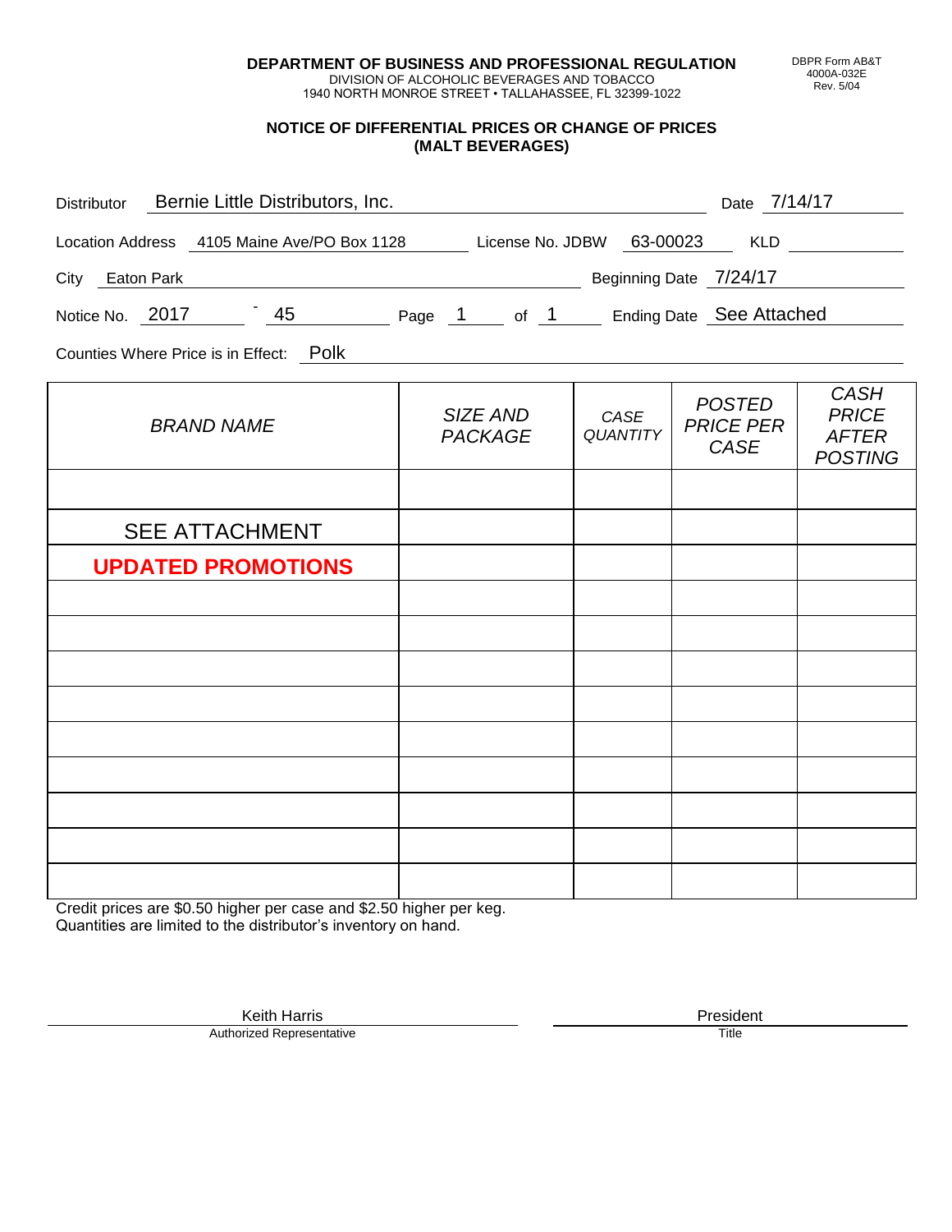**DEPARTMENT OF BUSINESS AND PROFESSIONAL REGULATION**
DIVISION OF ALCOHOLIC BEVERAGES AND TOBACCO
1940 NORTH MONROE STREET • TALLAHASSEE, FL 32399-1022

DBPR Form AB&T
4000A-032E
Rev. 5/04

## NOTICE OF DIFFERENTIAL PRICES OR CHANGE OF PRICES (MALT BEVERAGES)

Distributor: Bernie Little Distributors, Inc. Date: 7/14/17

Location Address: 4105 Maine Ave/PO Box 1128 License No. JDBW: 63-00023 KLD:

City: Eaton Park Beginning Date: 7/24/17

Notice No. 2017 - 45 Page 1 of 1 Ending Date: See Attached

Counties Where Price is in Effect: Polk

| *BRAND NAME* | *SIZE AND PACKAGE* | *CASE QUANTITY* | *POSTED PRICE PER CASE* | *CASH PRICE AFTER POSTING* |
|---|---|---|---|---|
| | | | | |
| SEE ATTACHMENT | | | | |
| **UPDATED PROMOTIONS** | | | | |
| | | | | |
| | | | | |
| | | | | |
| | | | | |
| | | | | |
| | | | | |
| | | | | |
| | | | | |
| | | | | |

Credit prices are $0.50 higher per case and $2.50 higher per keg.
Quantities are limited to the distributor's inventory on hand.

Keith Harris — Authorized Representative

President — Title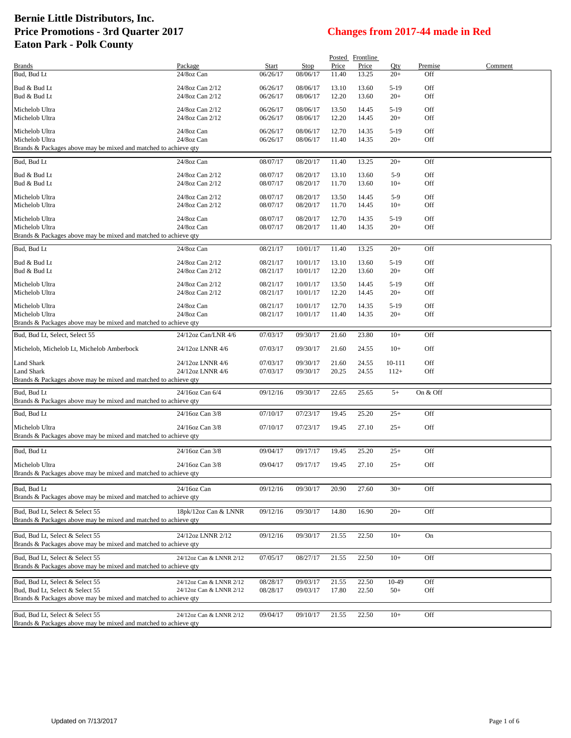# Bernie Little Distributors, Inc.
# Price Promotions - 3rd Quarter 2017
# Eaton Park - Polk County

**Changes from 2017-44 made in Red**

| Brands | Package | Start | Stop | Posted Price | Frontline Price | Qty | Premise | Comment |
|---|---|---|---|---|---|---|---|---|
| Bud, Bud Lt | 24/8oz Can | 06/26/17 | 08/06/17 | 11.40 | 13.25 | 20+ | Off | |
| Bud & Bud Lt | 24/8oz Can 2/12 | 06/26/17 | 08/06/17 | 13.10 | 13.60 | 5-19 | Off | |
| Bud & Bud Lt | 24/8oz Can 2/12 | 06/26/17 | 08/06/17 | 12.20 | 13.60 | 20+ | Off | |
| Michelob Ultra | 24/8oz Can 2/12 | 06/26/17 | 08/06/17 | 13.50 | 14.45 | 5-19 | Off | |
| Michelob Ultra | 24/8oz Can 2/12 | 06/26/17 | 08/06/17 | 12.20 | 14.45 | 20+ | Off | |
| Michelob Ultra | 24/8oz Can | 06/26/17 | 08/06/17 | 12.70 | 14.35 | 5-19 | Off | |
| Michelob Ultra | 24/8oz Can | 06/26/17 | 08/06/17 | 11.40 | 14.35 | 20+ | Off | |
| Brands & Packages above may be mixed and matched to achieve qty | | | | | | | | |
| Bud, Bud Lt | 24/8oz Can | 08/07/17 | 08/20/17 | 11.40 | 13.25 | 20+ | Off | |
| Bud & Bud Lt | 24/8oz Can 2/12 | 08/07/17 | 08/20/17 | 13.10 | 13.60 | 5-9 | Off | |
| Bud & Bud Lt | 24/8oz Can 2/12 | 08/07/17 | 08/20/17 | 11.70 | 13.60 | 10+ | Off | |
| Michelob Ultra | 24/8oz Can 2/12 | 08/07/17 | 08/20/17 | 13.50 | 14.45 | 5-9 | Off | |
| Michelob Ultra | 24/8oz Can 2/12 | 08/07/17 | 08/20/17 | 11.70 | 14.45 | 10+ | Off | |
| Michelob Ultra | 24/8oz Can | 08/07/17 | 08/20/17 | 12.70 | 14.35 | 5-19 | Off | |
| Michelob Ultra | 24/8oz Can | 08/07/17 | 08/20/17 | 11.40 | 14.35 | 20+ | Off | |
| Brands & Packages above may be mixed and matched to achieve qty | | | | | | | | |
| Bud, Bud Lt | 24/8oz Can | 08/21/17 | 10/01/17 | 11.40 | 13.25 | 20+ | Off | |
| Bud & Bud Lt | 24/8oz Can 2/12 | 08/21/17 | 10/01/17 | 13.10 | 13.60 | 5-19 | Off | |
| Bud & Bud Lt | 24/8oz Can 2/12 | 08/21/17 | 10/01/17 | 12.20 | 13.60 | 20+ | Off | |
| Michelob Ultra | 24/8oz Can 2/12 | 08/21/17 | 10/01/17 | 13.50 | 14.45 | 5-19 | Off | |
| Michelob Ultra | 24/8oz Can 2/12 | 08/21/17 | 10/01/17 | 12.20 | 14.45 | 20+ | Off | |
| Michelob Ultra | 24/8oz Can | 08/21/17 | 10/01/17 | 12.70 | 14.35 | 5-19 | Off | |
| Michelob Ultra | 24/8oz Can | 08/21/17 | 10/01/17 | 11.40 | 14.35 | 20+ | Off | |
| Brands & Packages above may be mixed and matched to achieve qty | | | | | | | | |
| Bud, Bud Lt, Select, Select 55 | 24/12oz Can/LNR 4/6 | 07/03/17 | 09/30/17 | 21.60 | 23.80 | 10+ | Off | |
| Michelob, Michelob Lt, Michelob Amberbock | 24/12oz LNNR 4/6 | 07/03/17 | 09/30/17 | 21.60 | 24.55 | 10+ | Off | |
| Land Shark | 24/12oz LNNR 4/6 | 07/03/17 | 09/30/17 | 21.60 | 24.55 | 10-111 | Off | |
| Land Shark | 24/12oz LNNR 4/6 | 07/03/17 | 09/30/17 | 20.25 | 24.55 | 112+ | Off | |
| Brands & Packages above may be mixed and matched to achieve qty | | | | | | | | |
| Bud, Bud Lt | 24/16oz Can 6/4 | 09/12/16 | 09/30/17 | 22.65 | 25.65 | 5+ | On & Off | |
| Brands & Packages above may be mixed and matched to achieve qty | | | | | | | | |
| Bud, Bud Lt | 24/16oz Can 3/8 | 07/10/17 | 07/23/17 | 19.45 | 25.20 | 25+ | Off | |
| Michelob Ultra | 24/16oz Can 3/8 | 07/10/17 | 07/23/17 | 19.45 | 27.10 | 25+ | Off | |
| Brands & Packages above may be mixed and matched to achieve qty | | | | | | | | |
| Bud, Bud Lt | 24/16oz Can 3/8 | 09/04/17 | 09/17/17 | 19.45 | 25.20 | 25+ | Off | |
| Michelob Ultra | 24/16oz Can 3/8 | 09/04/17 | 09/17/17 | 19.45 | 27.10 | 25+ | Off | |
| Brands & Packages above may be mixed and matched to achieve qty | | | | | | | | |
| Bud, Bud Lt | 24/16oz Can | 09/12/16 | 09/30/17 | 20.90 | 27.60 | 30+ | Off | |
| Brands & Packages above may be mixed and matched to achieve qty | | | | | | | | |
| Bud, Bud Lt, Select & Select 55 | 18pk/12oz Can & LNNR | 09/12/16 | 09/30/17 | 14.80 | 16.90 | 20+ | Off | |
| Brands & Packages above may be mixed and matched to achieve qty | | | | | | | | |
| Bud, Bud Lt, Select & Select 55 | 24/12oz LNNR 2/12 | 09/12/16 | 09/30/17 | 21.55 | 22.50 | 10+ | On | |
| Brands & Packages above may be mixed and matched to achieve qty | | | | | | | | |
| Bud, Bud Lt, Select & Select 55 | 24/12oz Can & LNNR 2/12 | 07/05/17 | 08/27/17 | 21.55 | 22.50 | 10+ | Off | |
| Brands & Packages above may be mixed and matched to achieve qty | | | | | | | | |
| Bud, Bud Lt, Select & Select 55 | 24/12oz Can & LNNR 2/12 | 08/28/17 | 09/03/17 | 21.55 | 22.50 | 10-49 | Off | |
| Bud, Bud Lt, Select & Select 55 | 24/12oz Can & LNNR 2/12 | 08/28/17 | 09/03/17 | 17.80 | 22.50 | 50+ | Off | |
| Brands & Packages above may be mixed and matched to achieve qty | | | | | | | | |
| Bud, Bud Lt, Select & Select 55 | 24/12oz Can & LNNR 2/12 | 09/04/17 | 09/10/17 | 21.55 | 22.50 | 10+ | Off | |
| Brands & Packages above may be mixed and matched to achieve qty | | | | | | | | |

Updated on 7/13/2017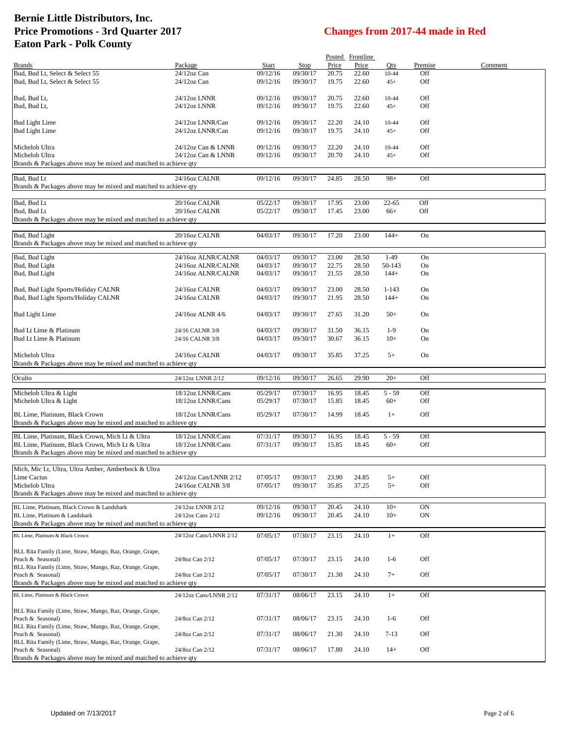# Bernie Little Distributors, Inc.
# Price Promotions - 3rd Quarter 2017
# Eaton Park - Polk County

**Changes from 2017-44 made in Red**

| Brands | Package | Start | Stop | Posted Price | Frontline Price | Qty | Premise | Comment |
|---|---|---|---|---|---|---|---|---|
| Bud, Bud Lt, Select & Select 55 | 24/12oz Can | 09/12/16 | 09/30/17 | 20.75 | 22.60 | 10-44 | Off | |
| Bud, Bud Lt, Select & Select 55 | 24/12oz Can | 09/12/16 | 09/30/17 | 19.75 | 22.60 | 45+ | Off | |
| Bud, Bud Lt, | 24/12oz LNNR | 09/12/16 | 09/30/17 | 20.75 | 22.60 | 10-44 | Off | |
| Bud, Bud Lt, | 24/12oz LNNR | 09/12/16 | 09/30/17 | 19.75 | 22.60 | 45+ | Off | |
| Bud Light Lime | 24/12oz LNNR/Can | 09/12/16 | 09/30/17 | 22.20 | 24.10 | 10-44 | Off | |
| Bud Light Lime | 24/12oz LNNR/Can | 09/12/16 | 09/30/17 | 19.75 | 24.10 | 45+ | Off | |
| Michelob Ultra | 24/12oz Can & LNNR | 09/12/16 | 09/30/17 | 22.20 | 24.10 | 10-44 | Off | |
| Michelob Ultra | 24/12oz Can & LNNR | 09/12/16 | 09/30/17 | 20.70 | 24.10 | 45+ | Off | |
| Brands & Packages above may be mixed and matched to achieve qty | | | | | | | | |
| Bud, Bud Lt | 24/16oz CALNR | 09/12/16 | 09/30/17 | 24.85 | 28.50 | 98+ | Off | |
| Brands & Packages above may be mixed and matched to achieve qty | | | | | | | | |
| Bud, Bud Lt | 20/16oz CALNR | 05/22/17 | 09/30/17 | 17.95 | 23.00 | 22-65 | Off | |
| Bud, Bud Lt | 20/16oz CALNR | 05/22/17 | 09/30/17 | 17.45 | 23.00 | 66+ | Off | |
| Brands & Packages above may be mixed and matched to achieve qty | | | | | | | | |
| Bud, Bud Light | 20/16oz CALNR | 04/03/17 | 09/30/17 | 17.20 | 23.00 | 144+ | On | |
| Brands & Packages above may be mixed and matched to achieve qty | | | | | | | | |
| Bud, Bud Light | 24/16oz ALNR/CALNR | 04/03/17 | 09/30/17 | 23.00 | 28.50 | 1-49 | On | |
| Bud, Bud Light | 24/16oz ALNR/CALNR | 04/03/17 | 09/30/17 | 22.75 | 28.50 | 50-143 | On | |
| Bud, Bud Light | 24/16oz ALNR/CALNR | 04/03/17 | 09/30/17 | 21.55 | 28.50 | 144+ | On | |
| Bud, Bud Light Sports/Holiday CALNR | 24/16oz CALNR | 04/03/17 | 09/30/17 | 23.00 | 28.50 | 1-143 | On | |
| Bud, Bud Light Sports/Holiday CALNR | 24/16oz CALNR | 04/03/17 | 09/30/17 | 21.95 | 28.50 | 144+ | On | |
| Bud Light Lime | 24/16oz ALNR 4/6 | 04/03/17 | 09/30/17 | 27.65 | 31.20 | 50+ | On | |
| Bud Lt Lime & Platinum | 24/16 CALNR 3/8 | 04/03/17 | 09/30/17 | 31.50 | 36.15 | 1-9 | On | |
| Bud Lt Lime & Platinum | 24/16 CALNR 3/8 | 04/03/17 | 09/30/17 | 30.67 | 36.15 | 10+ | On | |
| Michelob Ultra | 24/16oz CALNR | 04/03/17 | 09/30/17 | 35.85 | 37.25 | 5+ | On | |
| Brands & Packages above may be mixed and matched to achieve qty | | | | | | | | |
| Oculto | 24/12oz LNNR 2/12 | 09/12/16 | 09/30/17 | 26.65 | 29.90 | 20+ | Off | |
| Michelob Ultra & Light | 18/12oz LNNR/Cans | 05/29/17 | 07/30/17 | 16.95 | 18.45 | 5 - 59 | Off | |
| Michelob Ultra & Light | 18/12oz LNNR/Cans | 05/29/17 | 07/30/17 | 15.85 | 18.45 | 60+ | Off | |
| BL Lime, Platinum, Black Crown | 18/12oz LNNR/Cans | 05/29/17 | 07/30/17 | 14.99 | 18.45 | 1+ | Off | |
| Brands & Packages above may be mixed and matched to achieve qty | | | | | | | | |
| BL Lime, Platinum, Black Crown, Mich Lt & Ultra | 18/12oz LNNR/Cans | 07/31/17 | 09/30/17 | 16.95 | 18.45 | 5 - 59 | Off | |
| BL Lime, Platinum, Black Crown, Mich Lt & Ultra | 18/12oz LNNR/Cans | 07/31/17 | 09/30/17 | 15.85 | 18.45 | 60+ | Off | |
| Brands & Packages above may be mixed and matched to achieve qty | | | | | | | | |
| Mich, Mic Lt, Ultra, Ultra Amber, Amberbock & Ultra Lime Cactus | 24/12oz Can/LNNR 2/12 | 07/05/17 | 09/30/17 | 23.90 | 24.85 | 5+ | Off | |
| Michelob Ultra | 24/16oz CALNR 3/8 | 07/05/17 | 09/30/17 | 35.85 | 37.25 | 5+ | Off | |
| Brands & Packages above may be mixed and matched to achieve qty | | | | | | | | |
| BL Lime, Platinum, Black Crown & Landshark | 24/12oz LNNR 2/12 | 09/12/16 | 09/30/17 | 20.45 | 24.10 | 10+ | ON | |
| BL Lime, Platinum & Landshark | 24/12oz Cans 2/12 | 09/12/16 | 09/30/17 | 20.45 | 24.10 | 10+ | ON | |
| Brands & Packages above may be mixed and matched to achieve qty | | | | | | | | |
| BL Lime, Platinum & Black Crown | 24/12oz Cans/LNNR 2/12 | 07/05/17 | 07/30/17 | 23.15 | 24.10 | 1+ | Off | |
| BLL Rita Family (Lime, Straw, Mango, Raz, Orange, Grape, Peach & Seasonal) | 24/8oz Can 2/12 | 07/05/17 | 07/30/17 | 23.15 | 24.10 | 1-6 | Off | |
| BLL Rita Family (Lime, Straw, Mango, Raz, Orange, Grape, Peach & Seasonal) | 24/8oz Can 2/12 | 07/05/17 | 07/30/17 | 21.30 | 24.10 | 7+ | Off | |
| Brands & Packages above may be mixed and matched to achieve qty | | | | | | | | |
| BL Lime, Platinum & Black Crown | 24/12oz Cans/LNNR 2/12 | 07/31/17 | 08/06/17 | 23.15 | 24.10 | 1+ | Off | |
| BLL Rita Family (Lime, Straw, Mango, Raz, Orange, Grape, Peach & Seasonal) | 24/8oz Can 2/12 | 07/31/17 | 08/06/17 | 23.15 | 24.10 | 1-6 | Off | |
| BLL Rita Family (Lime, Straw, Mango, Raz, Orange, Grape, Peach & Seasonal) | 24/8oz Can 2/12 | 07/31/17 | 08/06/17 | 21.30 | 24.10 | 7-13 | Off | |
| BLL Rita Family (Lime, Straw, Mango, Raz, Orange, Grape, Peach & Seasonal) | 24/8oz Can 2/12 | 07/31/17 | 08/06/17 | 17.80 | 24.10 | 14+ | Off | |
| Brands & Packages above may be mixed and matched to achieve qty | | | | | | | | |

Updated on 7/13/2017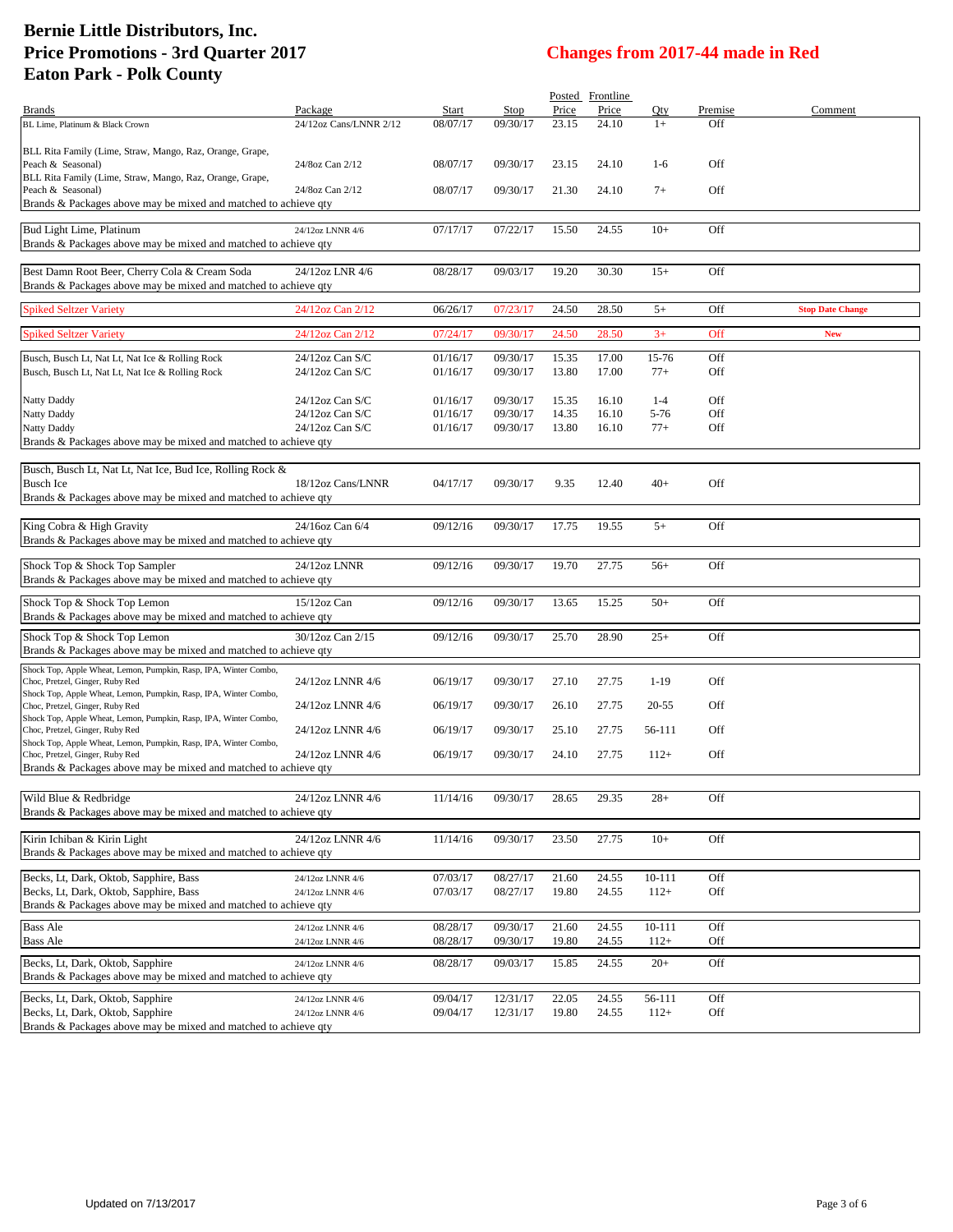# Bernie Little Distributors, Inc.
# Price Promotions - 3rd Quarter 2017
# Eaton Park - Polk County

## Changes from 2017-44 made in Red

| Brands | Package | Start | Stop | Posted Price | Frontline Price | Qty | Premise | Comment |
|---|---|---|---|---|---|---|---|---|
| BL Lime, Platinum & Black Crown | 24/12oz Cans/LNNR 2/12 | 08/07/17 | 09/30/17 | 23.15 | 24.10 | 1+ | Off | |
| BLL Rita Family (Lime, Straw, Mango, Raz, Orange, Grape, Peach & Seasonal) | 24/8oz Can 2/12 | 08/07/17 | 09/30/17 | 23.15 | 24.10 | 1-6 | Off | |
| BLL Rita Family (Lime, Straw, Mango, Raz, Orange, Grape, Peach & Seasonal) | 24/8oz Can 2/12 | 08/07/17 | 09/30/17 | 21.30 | 24.10 | 7+ | Off | |
| Brands & Packages above may be mixed and matched to achieve qty | | | | | | | | |
| Bud Light Lime, Platinum | 24/12oz LNNR 4/6 | 07/17/17 | 07/22/17 | 15.50 | 24.55 | 10+ | Off | |
| Brands & Packages above may be mixed and matched to achieve qty | | | | | | | | |
| Best Damn Root Beer, Cherry Cola & Cream Soda | 24/12oz LNR 4/6 | 08/28/17 | 09/03/17 | 19.20 | 30.30 | 15+ | Off | |
| Brands & Packages above may be mixed and matched to achieve qty | | | | | | | | |
| Spiked Seltzer Variety | 24/12oz Can 2/12 | 06/26/17 | 07/23/17 | 24.50 | 28.50 | 5+ | Off | **Stop Date Change** |
| Spiked Seltzer Variety | 24/12oz Can 2/12 | 07/24/17 | 09/30/17 | 24.50 | 28.50 | 3+ | Off | **New** |
| Busch, Busch Lt, Nat Lt, Nat Ice & Rolling Rock | 24/12oz Can S/C | 01/16/17 | 09/30/17 | 15.35 | 17.00 | 15-76 | Off | |
| Busch, Busch Lt, Nat Lt, Nat Ice & Rolling Rock | 24/12oz Can S/C | 01/16/17 | 09/30/17 | 13.80 | 17.00 | 77+ | Off | |
| Natty Daddy | 24/12oz Can S/C | 01/16/17 | 09/30/17 | 15.35 | 16.10 | 1-4 | Off | |
| Natty Daddy | 24/12oz Can S/C | 01/16/17 | 09/30/17 | 14.35 | 16.10 | 5-76 | Off | |
| Natty Daddy | 24/12oz Can S/C | 01/16/17 | 09/30/17 | 13.80 | 16.10 | 77+ | Off | |
| Brands & Packages above may be mixed and matched to achieve qty | | | | | | | | |
| Busch, Busch Lt, Nat Lt, Nat Ice, Bud Ice, Rolling Rock & Busch Ice | 18/12oz Cans/LNNR | 04/17/17 | 09/30/17 | 9.35 | 12.40 | 40+ | Off | |
| Brands & Packages above may be mixed and matched to achieve qty | | | | | | | | |
| King Cobra & High Gravity | 24/16oz Can 6/4 | 09/12/16 | 09/30/17 | 17.75 | 19.55 | 5+ | Off | |
| Brands & Packages above may be mixed and matched to achieve qty | | | | | | | | |
| Shock Top & Shock Top Sampler | 24/12oz LNNR | 09/12/16 | 09/30/17 | 19.70 | 27.75 | 56+ | Off | |
| Brands & Packages above may be mixed and matched to achieve qty | | | | | | | | |
| Shock Top & Shock Top Lemon | 15/12oz Can | 09/12/16 | 09/30/17 | 13.65 | 15.25 | 50+ | Off | |
| Brands & Packages above may be mixed and matched to achieve qty | | | | | | | | |
| Shock Top & Shock Top Lemon | 30/12oz Can 2/15 | 09/12/16 | 09/30/17 | 25.70 | 28.90 | 25+ | Off | |
| Brands & Packages above may be mixed and matched to achieve qty | | | | | | | | |
| Shock Top, Apple Wheat, Lemon, Pumpkin, Rasp, IPA, Winter Combo, Choc, Pretzel, Ginger, Ruby Red | 24/12oz LNNR 4/6 | 06/19/17 | 09/30/17 | 27.10 | 27.75 | 1-19 | Off | |
| Shock Top, Apple Wheat, Lemon, Pumpkin, Rasp, IPA, Winter Combo, Choc, Pretzel, Ginger, Ruby Red | 24/12oz LNNR 4/6 | 06/19/17 | 09/30/17 | 26.10 | 27.75 | 20-55 | Off | |
| Shock Top, Apple Wheat, Lemon, Pumpkin, Rasp, IPA, Winter Combo, Choc, Pretzel, Ginger, Ruby Red | 24/12oz LNNR 4/6 | 06/19/17 | 09/30/17 | 25.10 | 27.75 | 56-111 | Off | |
| Shock Top, Apple Wheat, Lemon, Pumpkin, Rasp, IPA, Winter Combo, Choc, Pretzel, Ginger, Ruby Red | 24/12oz LNNR 4/6 | 06/19/17 | 09/30/17 | 24.10 | 27.75 | 112+ | Off | |
| Brands & Packages above may be mixed and matched to achieve qty | | | | | | | | |
| Wild Blue & Redbridge | 24/12oz LNNR 4/6 | 11/14/16 | 09/30/17 | 28.65 | 29.35 | 28+ | Off | |
| Brands & Packages above may be mixed and matched to achieve qty | | | | | | | | |
| Kirin Ichiban & Kirin Light | 24/12oz LNNR 4/6 | 11/14/16 | 09/30/17 | 23.50 | 27.75 | 10+ | Off | |
| Brands & Packages above may be mixed and matched to achieve qty | | | | | | | | |
| Becks, Lt, Dark, Oktob, Sapphire, Bass | 24/12oz LNNR 4/6 | 07/03/17 | 08/27/17 | 21.60 | 24.55 | 10-111 | Off | |
| Becks, Lt, Dark, Oktob, Sapphire, Bass | 24/12oz LNNR 4/6 | 07/03/17 | 08/27/17 | 19.80 | 24.55 | 112+ | Off | |
| Brands & Packages above may be mixed and matched to achieve qty | | | | | | | | |
| Bass Ale | 24/12oz LNNR 4/6 | 08/28/17 | 09/30/17 | 21.60 | 24.55 | 10-111 | Off | |
| Bass Ale | 24/12oz LNNR 4/6 | 08/28/17 | 09/30/17 | 19.80 | 24.55 | 112+ | Off | |
| Becks, Lt, Dark, Oktob, Sapphire | 24/12oz LNNR 4/6 | 08/28/17 | 09/03/17 | 15.85 | 24.55 | 20+ | Off | |
| Brands & Packages above may be mixed and matched to achieve qty | | | | | | | | |
| Becks, Lt, Dark, Oktob, Sapphire | 24/12oz LNNR 4/6 | 09/04/17 | 12/31/17 | 22.05 | 24.55 | 56-111 | Off | |
| Becks, Lt, Dark, Oktob, Sapphire | 24/12oz LNNR 4/6 | 09/04/17 | 12/31/17 | 19.80 | 24.55 | 112+ | Off | |
| Brands & Packages above may be mixed and matched to achieve qty | | | | | | | | |

Updated on 7/13/2017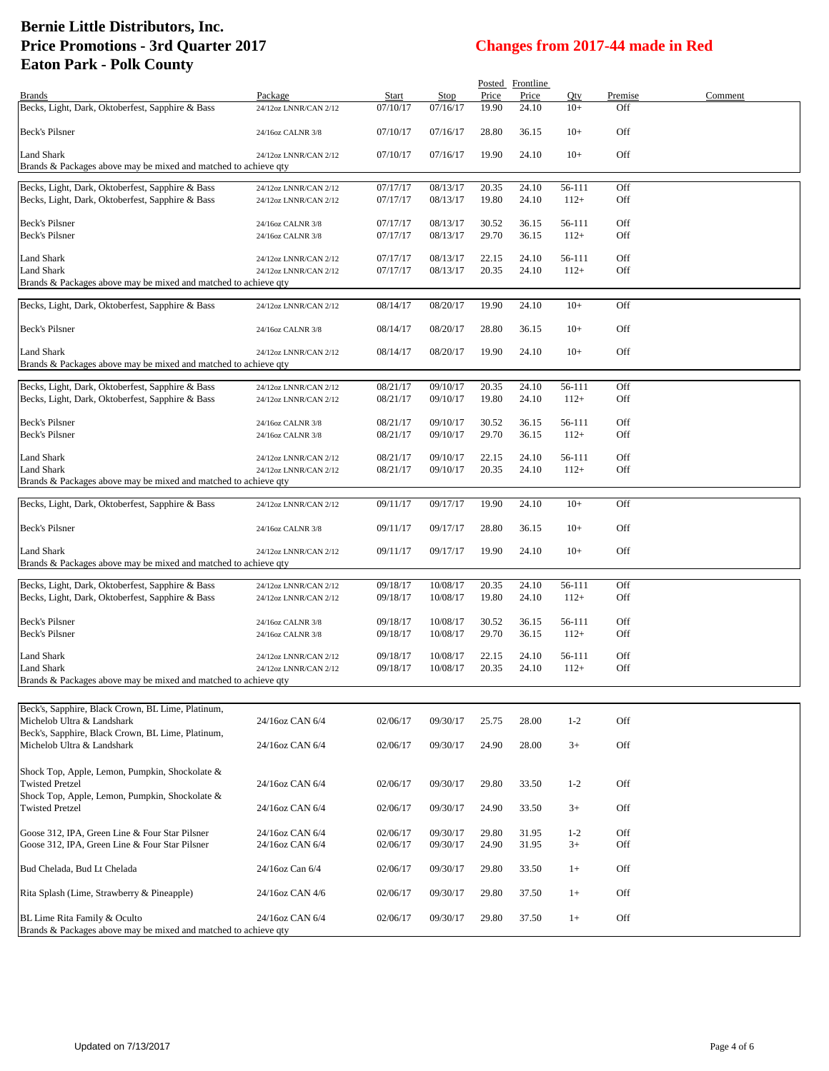# Bernie Little Distributors, Inc.
# Price Promotions - 3rd Quarter 2017
# Eaton Park - Polk County

**Changes from 2017-44 made in Red**

| Brands | Package | Start | Stop | Posted Price | Frontline Price | Qty | Premise | Comment |
|---|---|---|---|---|---|---|---|---|
| Becks, Light, Dark, Oktoberfest, Sapphire & Bass | 24/12oz LNNR/CAN 2/12 | 07/10/17 | 07/16/17 | 19.90 | 24.10 | 10+ | Off | |
| Beck's Pilsner | 24/16oz CALNR 3/8 | 07/10/17 | 07/16/17 | 28.80 | 36.15 | 10+ | Off | |
| Land Shark | 24/12oz LNNR/CAN 2/12 | 07/10/17 | 07/16/17 | 19.90 | 24.10 | 10+ | Off | |
| Brands & Packages above may be mixed and matched to achieve qty | | | | | | | | |
| Becks, Light, Dark, Oktoberfest, Sapphire & Bass | 24/12oz LNNR/CAN 2/12 | 07/17/17 | 08/13/17 | 20.35 | 24.10 | 56-111 | Off | |
| Becks, Light, Dark, Oktoberfest, Sapphire & Bass | 24/12oz LNNR/CAN 2/12 | 07/17/17 | 08/13/17 | 19.80 | 24.10 | 112+ | Off | |
| Beck's Pilsner | 24/16oz CALNR 3/8 | 07/17/17 | 08/13/17 | 30.52 | 36.15 | 56-111 | Off | |
| Beck's Pilsner | 24/16oz CALNR 3/8 | 07/17/17 | 08/13/17 | 29.70 | 36.15 | 112+ | Off | |
| Land Shark | 24/12oz LNNR/CAN 2/12 | 07/17/17 | 08/13/17 | 22.15 | 24.10 | 56-111 | Off | |
| Land Shark | 24/12oz LNNR/CAN 2/12 | 07/17/17 | 08/13/17 | 20.35 | 24.10 | 112+ | Off | |
| Brands & Packages above may be mixed and matched to achieve qty | | | | | | | | |
| Becks, Light, Dark, Oktoberfest, Sapphire & Bass | 24/12oz LNNR/CAN 2/12 | 08/14/17 | 08/20/17 | 19.90 | 24.10 | 10+ | Off | |
| Beck's Pilsner | 24/16oz CALNR 3/8 | 08/14/17 | 08/20/17 | 28.80 | 36.15 | 10+ | Off | |
| Land Shark | 24/12oz LNNR/CAN 2/12 | 08/14/17 | 08/20/17 | 19.90 | 24.10 | 10+ | Off | |
| Brands & Packages above may be mixed and matched to achieve qty | | | | | | | | |
| Becks, Light, Dark, Oktoberfest, Sapphire & Bass | 24/12oz LNNR/CAN 2/12 | 08/21/17 | 09/10/17 | 20.35 | 24.10 | 56-111 | Off | |
| Becks, Light, Dark, Oktoberfest, Sapphire & Bass | 24/12oz LNNR/CAN 2/12 | 08/21/17 | 09/10/17 | 19.80 | 24.10 | 112+ | Off | |
| Beck's Pilsner | 24/16oz CALNR 3/8 | 08/21/17 | 09/10/17 | 30.52 | 36.15 | 56-111 | Off | |
| Beck's Pilsner | 24/16oz CALNR 3/8 | 08/21/17 | 09/10/17 | 29.70 | 36.15 | 112+ | Off | |
| Land Shark | 24/12oz LNNR/CAN 2/12 | 08/21/17 | 09/10/17 | 22.15 | 24.10 | 56-111 | Off | |
| Land Shark | 24/12oz LNNR/CAN 2/12 | 08/21/17 | 09/10/17 | 20.35 | 24.10 | 112+ | Off | |
| Brands & Packages above may be mixed and matched to achieve qty | | | | | | | | |
| Becks, Light, Dark, Oktoberfest, Sapphire & Bass | 24/12oz LNNR/CAN 2/12 | 09/11/17 | 09/17/17 | 19.90 | 24.10 | 10+ | Off | |
| Beck's Pilsner | 24/16oz CALNR 3/8 | 09/11/17 | 09/17/17 | 28.80 | 36.15 | 10+ | Off | |
| Land Shark | 24/12oz LNNR/CAN 2/12 | 09/11/17 | 09/17/17 | 19.90 | 24.10 | 10+ | Off | |
| Brands & Packages above may be mixed and matched to achieve qty | | | | | | | | |
| Becks, Light, Dark, Oktoberfest, Sapphire & Bass | 24/12oz LNNR/CAN 2/12 | 09/18/17 | 10/08/17 | 20.35 | 24.10 | 56-111 | Off | |
| Becks, Light, Dark, Oktoberfest, Sapphire & Bass | 24/12oz LNNR/CAN 2/12 | 09/18/17 | 10/08/17 | 19.80 | 24.10 | 112+ | Off | |
| Beck's Pilsner | 24/16oz CALNR 3/8 | 09/18/17 | 10/08/17 | 30.52 | 36.15 | 56-111 | Off | |
| Beck's Pilsner | 24/16oz CALNR 3/8 | 09/18/17 | 10/08/17 | 29.70 | 36.15 | 112+ | Off | |
| Land Shark | 24/12oz LNNR/CAN 2/12 | 09/18/17 | 10/08/17 | 22.15 | 24.10 | 56-111 | Off | |
| Land Shark | 24/12oz LNNR/CAN 2/12 | 09/18/17 | 10/08/17 | 20.35 | 24.10 | 112+ | Off | |
| Brands & Packages above may be mixed and matched to achieve qty | | | | | | | | |
| Beck's, Sapphire, Black Crown, BL Lime, Platinum, Michelob Ultra & Landshark | 24/16oz CAN 6/4 | 02/06/17 | 09/30/17 | 25.75 | 28.00 | 1-2 | Off | |
| Beck's, Sapphire, Black Crown, BL Lime, Platinum, Michelob Ultra & Landshark | 24/16oz CAN 6/4 | 02/06/17 | 09/30/17 | 24.90 | 28.00 | 3+ | Off | |
| Shock Top, Apple, Lemon, Pumpkin, Shockolate & Twisted Pretzel | 24/16oz CAN 6/4 | 02/06/17 | 09/30/17 | 29.80 | 33.50 | 1-2 | Off | |
| Shock Top, Apple, Lemon, Pumpkin, Shockolate & Twisted Pretzel | 24/16oz CAN 6/4 | 02/06/17 | 09/30/17 | 24.90 | 33.50 | 3+ | Off | |
| Goose 312, IPA, Green Line & Four Star Pilsner | 24/16oz CAN 6/4 | 02/06/17 | 09/30/17 | 29.80 | 31.95 | 1-2 | Off | |
| Goose 312, IPA, Green Line & Four Star Pilsner | 24/16oz CAN 6/4 | 02/06/17 | 09/30/17 | 24.90 | 31.95 | 3+ | Off | |
| Bud Chelada, Bud Lt Chelada | 24/16oz Can 6/4 | 02/06/17 | 09/30/17 | 29.80 | 33.50 | 1+ | Off | |
| Rita Splash (Lime, Strawberry & Pineapple) | 24/16oz CAN 4/6 | 02/06/17 | 09/30/17 | 29.80 | 37.50 | 1+ | Off | |
| BL Lime Rita Family & Oculto | 24/16oz CAN 6/4 | 02/06/17 | 09/30/17 | 29.80 | 37.50 | 1+ | Off | |
| Brands & Packages above may be mixed and matched to achieve qty | | | | | | | | |

Updated on 7/13/2017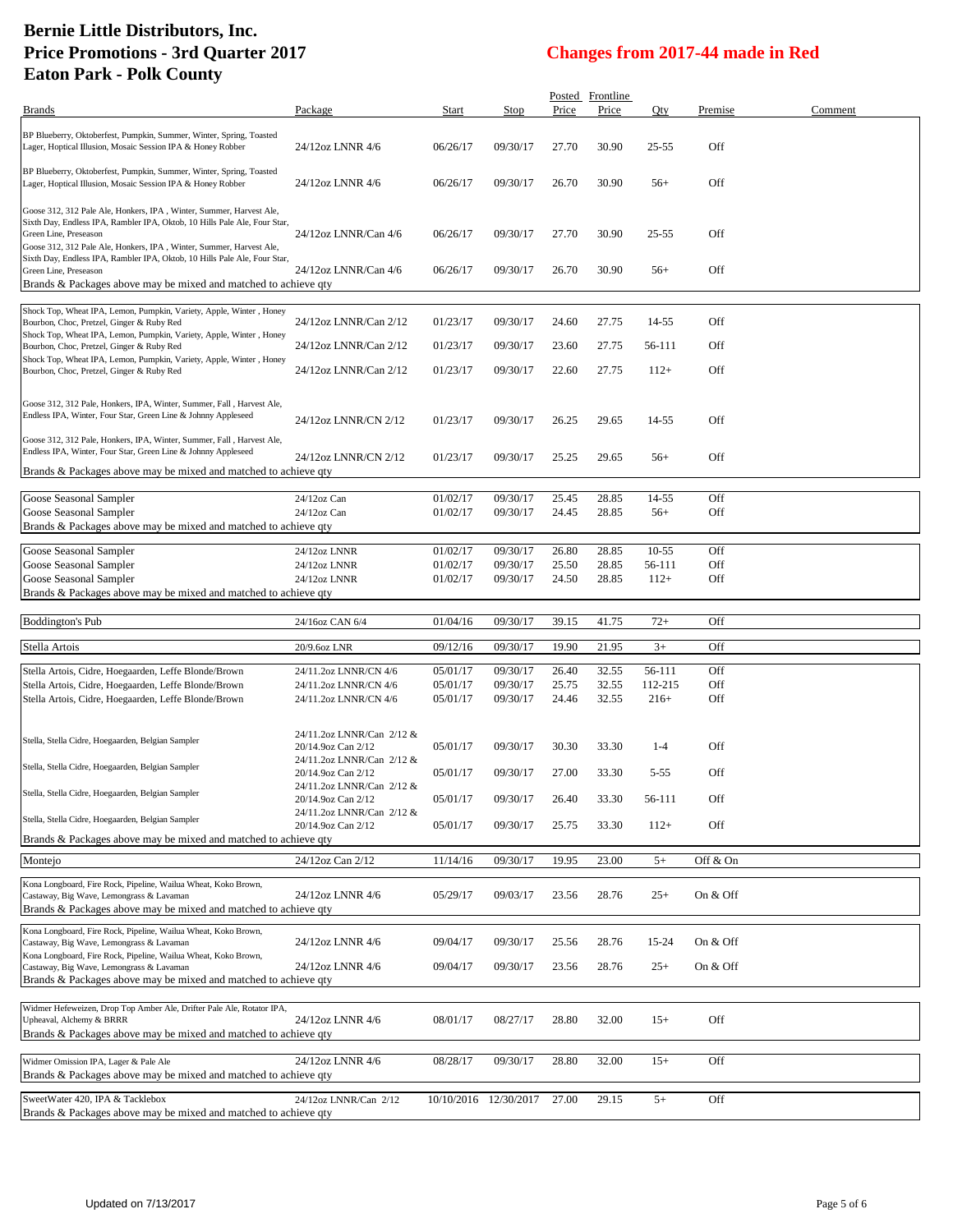# Bernie Little Distributors, Inc.
# Price Promotions - 3rd Quarter 2017
# Eaton Park - Polk County

## Changes from 2017-44 made in Red

| Brands | Package | Start | Stop | Posted Price | Frontline Price | Qty | Premise | Comment |
|---|---|---|---|---|---|---|---|---|
| BP Blueberry, Oktoberfest, Pumpkin, Summer, Winter, Spring, Toasted Lager, Hoptical Illusion, Mosaic Session IPA & Honey Robber | 24/12oz LNNR 4/6 | 06/26/17 | 09/30/17 | 27.70 | 30.90 | 25-55 | Off | |
| BP Blueberry, Oktoberfest, Pumpkin, Summer, Winter, Spring, Toasted Lager, Hoptical Illusion, Mosaic Session IPA & Honey Robber | 24/12oz LNNR 4/6 | 06/26/17 | 09/30/17 | 26.70 | 30.90 | 56+ | Off | |
| Goose 312, 312 Pale Ale, Honkers, IPA , Winter, Summer, Harvest Ale, Sixth Day, Endless IPA, Rambler IPA, Oktob, 10 Hills Pale Ale, Four Star, Green Line, Preseason | 24/12oz LNNR/Can 4/6 | 06/26/17 | 09/30/17 | 27.70 | 30.90 | 25-55 | Off | |
| Goose 312, 312 Pale Ale, Honkers, IPA , Winter, Summer, Harvest Ale, Sixth Day, Endless IPA, Rambler IPA, Oktob, 10 Hills Pale Ale, Four Star, Green Line, Preseason | 24/12oz LNNR/Can 4/6 | 06/26/17 | 09/30/17 | 26.70 | 30.90 | 56+ | Off | |
| Brands & Packages above may be mixed and matched to achieve qty | | | | | | | | |
| Shock Top, Wheat IPA, Lemon, Pumpkin, Variety, Apple, Winter , Honey Bourbon, Choc, Pretzel, Ginger & Ruby Red | 24/12oz LNNR/Can 2/12 | 01/23/17 | 09/30/17 | 24.60 | 27.75 | 14-55 | Off | |
| Shock Top, Wheat IPA, Lemon, Pumpkin, Variety, Apple, Winter , Honey Bourbon, Choc, Pretzel, Ginger & Ruby Red | 24/12oz LNNR/Can 2/12 | 01/23/17 | 09/30/17 | 23.60 | 27.75 | 56-111 | Off | |
| Shock Top, Wheat IPA, Lemon, Pumpkin, Variety, Apple, Winter , Honey Bourbon, Choc, Pretzel, Ginger & Ruby Red | 24/12oz LNNR/Can 2/12 | 01/23/17 | 09/30/17 | 22.60 | 27.75 | 112+ | Off | |
| Goose 312, 312 Pale, Honkers, IPA, Winter, Summer, Fall , Harvest Ale, Endless IPA, Winter, Four Star, Green Line & Johnny Appleseed | 24/12oz LNNR/CN 2/12 | 01/23/17 | 09/30/17 | 26.25 | 29.65 | 14-55 | Off | |
| Goose 312, 312 Pale, Honkers, IPA, Winter, Summer, Fall , Harvest Ale, Endless IPA, Winter, Four Star, Green Line & Johnny Appleseed | 24/12oz LNNR/CN 2/12 | 01/23/17 | 09/30/17 | 25.25 | 29.65 | 56+ | Off | |
| Brands & Packages above may be mixed and matched to achieve qty | | | | | | | | |
| Goose Seasonal Sampler | 24/12oz Can | 01/02/17 | 09/30/17 | 25.45 | 28.85 | 14-55 | Off | |
| Goose Seasonal Sampler | 24/12oz Can | 01/02/17 | 09/30/17 | 24.45 | 28.85 | 56+ | Off | |
| Brands & Packages above may be mixed and matched to achieve qty | | | | | | | | |
| Goose Seasonal Sampler | 24/12oz LNNR | 01/02/17 | 09/30/17 | 26.80 | 28.85 | 10-55 | Off | |
| Goose Seasonal Sampler | 24/12oz LNNR | 01/02/17 | 09/30/17 | 25.50 | 28.85 | 56-111 | Off | |
| Goose Seasonal Sampler | 24/12oz LNNR | 01/02/17 | 09/30/17 | 24.50 | 28.85 | 112+ | Off | |
| Brands & Packages above may be mixed and matched to achieve qty | | | | | | | | |
| Boddington's Pub | 24/16oz CAN 6/4 | 01/04/16 | 09/30/17 | 39.15 | 41.75 | 72+ | Off | |
| Stella Artois | 20/9.6oz LNR | 09/12/16 | 09/30/17 | 19.90 | 21.95 | 3+ | Off | |
| Stella Artois, Cidre, Hoegaarden, Leffe Blonde/Brown | 24/11.2oz LNNR/CN 4/6 | 05/01/17 | 09/30/17 | 26.40 | 32.55 | 56-111 | Off | |
| Stella Artois, Cidre, Hoegaarden, Leffe Blonde/Brown | 24/11.2oz LNNR/CN 4/6 | 05/01/17 | 09/30/17 | 25.75 | 32.55 | 112-215 | Off | |
| Stella Artois, Cidre, Hoegaarden, Leffe Blonde/Brown | 24/11.2oz LNNR/CN 4/6 | 05/01/17 | 09/30/17 | 24.46 | 32.55 | 216+ | Off | |
| Stella, Stella Cidre, Hoegaarden, Belgian Sampler | 24/11.2oz LNNR/Can 2/12 & 20/14.9oz Can 2/12 | 05/01/17 | 09/30/17 | 30.30 | 33.30 | 1-4 | Off | |
| Stella, Stella Cidre, Hoegaarden, Belgian Sampler | 24/11.2oz LNNR/Can 2/12 & 20/14.9oz Can 2/12 | 05/01/17 | 09/30/17 | 27.00 | 33.30 | 5-55 | Off | |
| Stella, Stella Cidre, Hoegaarden, Belgian Sampler | 24/11.2oz LNNR/Can 2/12 & 20/14.9oz Can 2/12 | 05/01/17 | 09/30/17 | 26.40 | 33.30 | 56-111 | Off | |
| Stella, Stella Cidre, Hoegaarden, Belgian Sampler | 24/11.2oz LNNR/Can 2/12 & 20/14.9oz Can 2/12 | 05/01/17 | 09/30/17 | 25.75 | 33.30 | 112+ | Off | |
| Brands & Packages above may be mixed and matched to achieve qty | | | | | | | | |
| Montejo | 24/12oz Can 2/12 | 11/14/16 | 09/30/17 | 19.95 | 23.00 | 5+ | Off & On | |
| Kona Longboard, Fire Rock, Pipeline, Wailua Wheat, Koko Brown, Castaway, Big Wave, Lemongrass & Lavaman | 24/12oz LNNR 4/6 | 05/29/17 | 09/03/17 | 23.56 | 28.76 | 25+ | On & Off | |
| Brands & Packages above may be mixed and matched to achieve qty | | | | | | | | |
| Kona Longboard, Fire Rock, Pipeline, Wailua Wheat, Koko Brown, Castaway, Big Wave, Lemongrass & Lavaman | 24/12oz LNNR 4/6 | 09/04/17 | 09/30/17 | 25.56 | 28.76 | 15-24 | On & Off | |
| Kona Longboard, Fire Rock, Pipeline, Wailua Wheat, Koko Brown, Castaway, Big Wave, Lemongrass & Lavaman | 24/12oz LNNR 4/6 | 09/04/17 | 09/30/17 | 23.56 | 28.76 | 25+ | On & Off | |
| Brands & Packages above may be mixed and matched to achieve qty | | | | | | | | |
| Widmer Hefeweizen, Drop Top Amber Ale, Drifter Pale Ale, Rotator IPA, Upheaval, Alchemy & BRRR | 24/12oz LNNR 4/6 | 08/01/17 | 08/27/17 | 28.80 | 32.00 | 15+ | Off | |
| Brands & Packages above may be mixed and matched to achieve qty | | | | | | | | |
| Widmer Omission IPA, Lager & Pale Ale | 24/12oz LNNR 4/6 | 08/28/17 | 09/30/17 | 28.80 | 32.00 | 15+ | Off | |
| Brands & Packages above may be mixed and matched to achieve qty | | | | | | | | |
| SweetWater 420, IPA & Tacklebox | 24/12oz LNNR/Can 2/12 | 10/10/2016 | 12/30/2017 | 27.00 | 29.15 | 5+ | Off | |
| Brands & Packages above may be mixed and matched to achieve qty | | | | | | | | |

Updated on 7/13/2017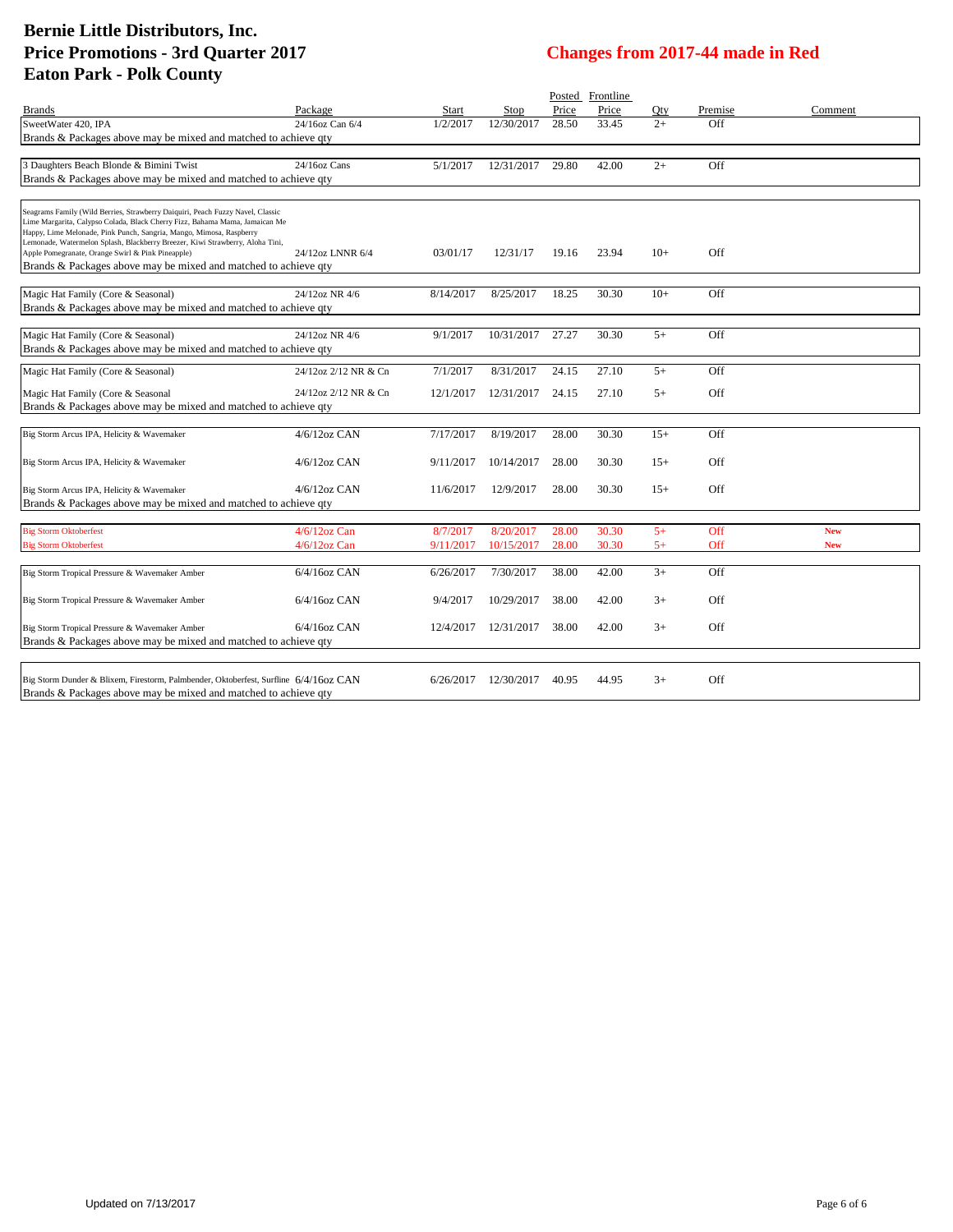# Bernie Little Distributors, Inc.
# Price Promotions - 3rd Quarter 2017
# Eaton Park - Polk County

## Changes from 2017-44 made in Red

| Brands | Package | Start | Stop | Posted Price | Frontline Price | Qty | Premise | Comment |
|---|---|---|---|---|---|---|---|---|
| SweetWater 420, IPA | 24/16oz Can 6/4 | 1/2/2017 | 12/30/2017 | 28.50 | 33.45 | 2+ | Off | |
| Brands & Packages above may be mixed and matched to achieve qty | | | | | | | | |
| 3 Daughters Beach Blonde & Bimini Twist | 24/16oz Cans | 5/1/2017 | 12/31/2017 | 29.80 | 42.00 | 2+ | Off | |
| Brands & Packages above may be mixed and matched to achieve qty | | | | | | | | |
| Seagrams Family (Wild Berries, Strawberry Daiquiri, Peach Fuzzy Navel, Classic Lime Margarita, Calypso Colada, Black Cherry Fizz, Bahama Mama, Jamaican Me Happy, Lime Melonade, Pink Punch, Sangria, Mango, Mimosa, Raspberry Lemonade, Watermelon Splash, Blackberry Breezer, Kiwi Strawberry, Aloha Tini, Apple Pomegranate, Orange Swirl & Pink Pineapple) | 24/12oz LNNR 6/4 | 03/01/17 | 12/31/17 | 19.16 | 23.94 | 10+ | Off | |
| Brands & Packages above may be mixed and matched to achieve qty | | | | | | | | |
| Magic Hat Family (Core & Seasonal) | 24/12oz NR 4/6 | 8/14/2017 | 8/25/2017 | 18.25 | 30.30 | 10+ | Off | |
| Brands & Packages above may be mixed and matched to achieve qty | | | | | | | | |
| Magic Hat Family (Core & Seasonal) | 24/12oz NR 4/6 | 9/1/2017 | 10/31/2017 | 27.27 | 30.30 | 5+ | Off | |
| Brands & Packages above may be mixed and matched to achieve qty | | | | | | | | |
| Magic Hat Family (Core & Seasonal) | 24/12oz 2/12 NR & Cn | 7/1/2017 | 8/31/2017 | 24.15 | 27.10 | 5+ | Off | |
| Magic Hat Family (Core & Seasonal | 24/12oz 2/12 NR & Cn | 12/1/2017 | 12/31/2017 | 24.15 | 27.10 | 5+ | Off | |
| Brands & Packages above may be mixed and matched to achieve qty | | | | | | | | |
| Big Storm Arcus IPA, Helicity & Wavemaker | 4/6/12oz CAN | 7/17/2017 | 8/19/2017 | 28.00 | 30.30 | 15+ | Off | |
| Big Storm Arcus IPA, Helicity & Wavemaker | 4/6/12oz CAN | 9/11/2017 | 10/14/2017 | 28.00 | 30.30 | 15+ | Off | |
| Big Storm Arcus IPA, Helicity & Wavemaker | 4/6/12oz CAN | 11/6/2017 | 12/9/2017 | 28.00 | 30.30 | 15+ | Off | |
| Brands & Packages above may be mixed and matched to achieve qty | | | | | | | | |
| Big Storm Oktoberfest | 4/6/12oz Can | 8/7/2017 | 8/20/2017 | 28.00 | 30.30 | 5+ | Off | New |
| Big Storm Oktoberfest | 4/6/12oz Can | 9/11/2017 | 10/15/2017 | 28.00 | 30.30 | 5+ | Off | New |
| Big Storm Tropical Pressure & Wavemaker Amber | 6/4/16oz CAN | 6/26/2017 | 7/30/2017 | 38.00 | 42.00 | 3+ | Off | |
| Big Storm Tropical Pressure & Wavemaker Amber | 6/4/16oz CAN | 9/4/2017 | 10/29/2017 | 38.00 | 42.00 | 3+ | Off | |
| Big Storm Tropical Pressure & Wavemaker Amber | 6/4/16oz CAN | 12/4/2017 | 12/31/2017 | 38.00 | 42.00 | 3+ | Off | |
| Brands & Packages above may be mixed and matched to achieve qty | | | | | | | | |
| Big Storm Dunder & Blixem, Firestorm, Palmbender, Oktoberfest, Surfline | 6/4/16oz CAN | 6/26/2017 | 12/30/2017 | 40.95 | 44.95 | 3+ | Off | |
| Brands & Packages above may be mixed and matched to achieve qty | | | | | | | | |

Updated on 7/13/2017